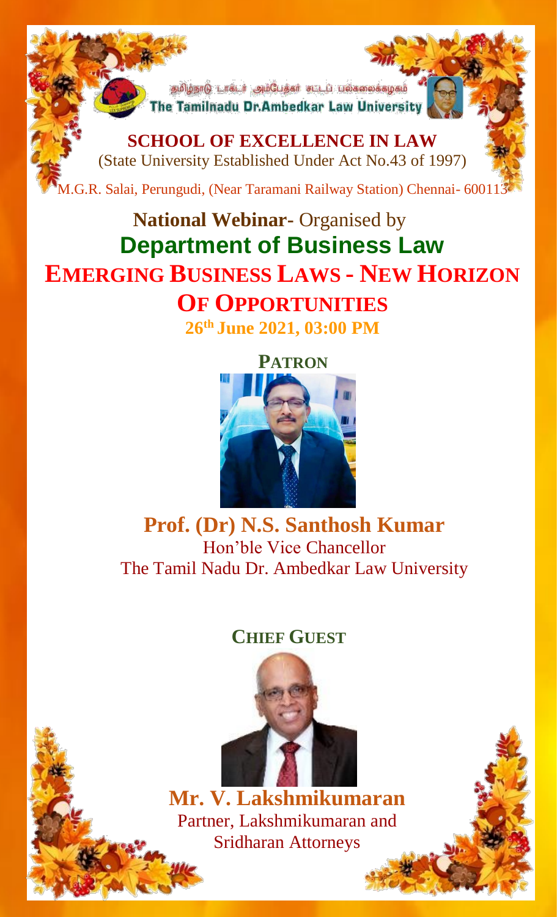தமிழ்நாடு டாக்டர் அம்பேத்கர் சட்டப் பல்கலைக்கழகம்

The Tamilnadu Dr.Ambedkar Law University

**SCHOOL OF EXCELLENCE IN LAW**

(State University Established Under Act No.43 of 1997)

M.G.R. Salai, Perungudi, (Near Taramani Railway Station) Chennai- 600113

**National Webinar**- Organised by

# Department of Business Law

# EMERGING BUSINESS LAWS - NEW HORIZON OF OPPORTUNITIES

**26th June 2021, 03:00 PM**

## PATRON

**Prof. (Dr) N.S. Santhosh Kumar**

Hon'ble Vice Chancellor

The Tamil Nadu Dr. Ambedkar Law University

## CHIEF GUEST

**Mr. V. Lakshmikumaran**

Partner, Lakshmikumaran and Sridharan Attorneys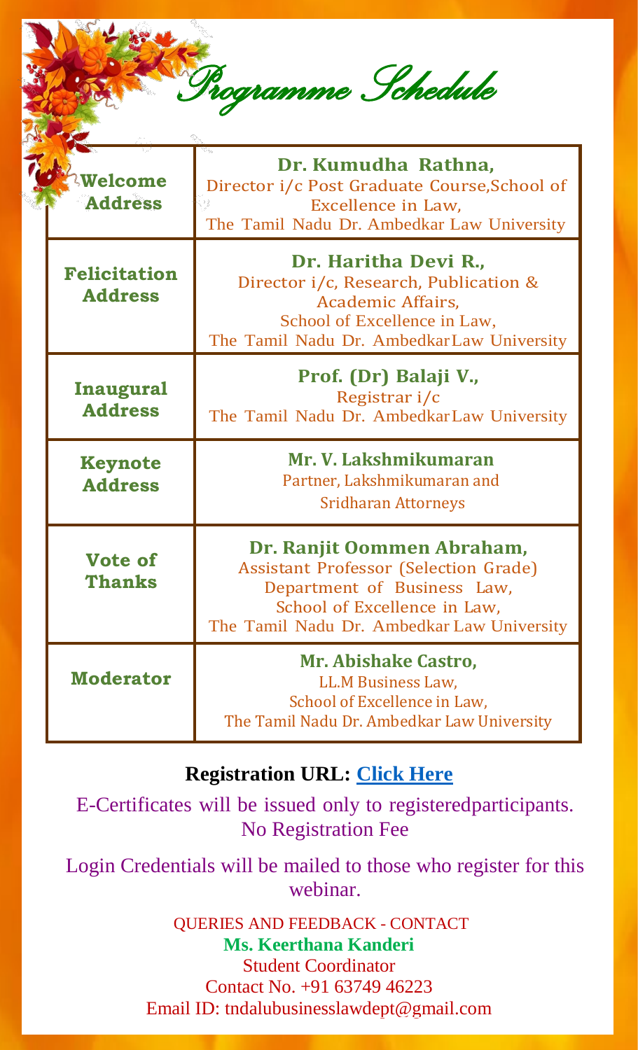# Programme Schedule

| | |
|---|---|
| **Welcome Address** | **Dr. Kumudha Rathna,**<br>Director i/c Post Graduate Course,School of Excellence in Law,<br>The Tamil Nadu Dr. Ambedkar Law University |
| **Felicitation Address** | **Dr. Haritha Devi R.,**<br>Director i/c, Research, Publication & Academic Affairs,<br>School of Excellence in Law,<br>The Tamil Nadu Dr. AmbedkarLaw University |
| **Inaugural Address** | **Prof. (Dr) Balaji V.,**<br>Registrar i/c<br>The Tamil Nadu Dr. AmbedkarLaw University |
| **Keynote Address** | **Mr. V. Lakshmikumaran**<br>Partner, Lakshmikumaran and Sridharan Attorneys |
| **Vote of Thanks** | **Dr. Ranjit Oommen Abraham,**<br>Assistant Professor (Selection Grade)<br>Department of Business Law,<br>School of Excellence in Law,<br>The Tamil Nadu Dr. Ambedkar Law University |
| **Moderator** | **Mr. Abishake Castro,**<br>LL.M Business Law,<br>School of Excellence in Law,<br>The Tamil Nadu Dr. Ambedkar Law University |

**Registration URL: Click Here**

E-Certificates will be issued only to registeredparticipants.
No Registration Fee

Login Credentials will be mailed to those who register for this webinar.

QUERIES AND FEEDBACK - CONTACT
**Ms. Keerthana Kanderi**
Student Coordinator
Contact No. +91 63749 46223
Email ID: tndalubusinesslawdept@gmail.com